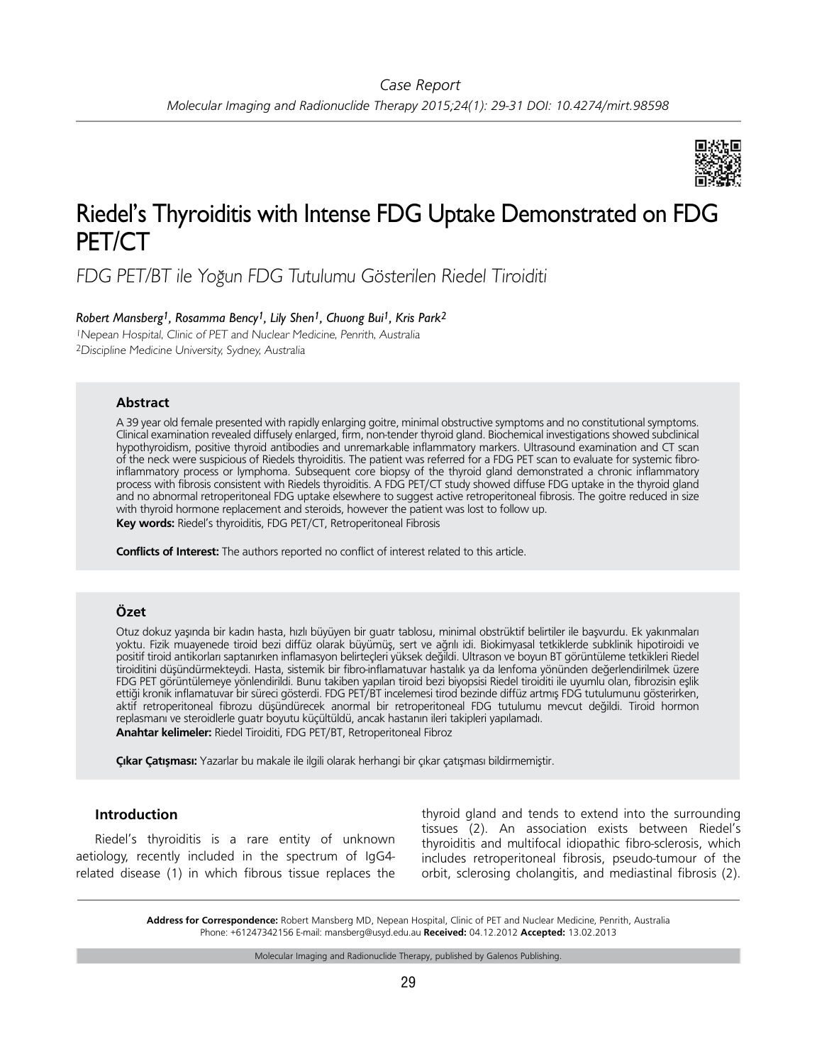Case Report

# Riedel's Thyroiditis with Intense FDG Uptake Demonstrated on FDG PET/CT

*FDG PET/BT ile Yoğun FDG Tutulumu Gösterilen Riedel Tiroiditi*

***Robert Mansberg[1], Rosamma Bency[1], Lily Shen[1], Chuong Bui[1], Kris Park[2]***

*[1]Nepean Hospital, Clinic of PET and Nuclear Medicine, Penrith, Australia*
*[2]Discipline Medicine University, Sydney, Australia*

### Abstract

A 39 year old female presented with rapidly enlarging goitre, minimal obstructive symptoms and no constitutional symptoms. Clinical examination revealed diffusely enlarged, firm, non-tender thyroid gland. Biochemical investigations showed subclinical hypothyroidism, positive thyroid antibodies and unremarkable inflammatory markers. Ultrasound examination and CT scan of the neck were suspicious of Riedels thyroiditis. The patient was referred for a FDG PET scan to evaluate for systemic fibro-inflammatory process or lymphoma. Subsequent core biopsy of the thyroid gland demonstrated a chronic inflammatory process with fibrosis consistent with Riedels thyroiditis. A FDG PET/CT study showed diffuse FDG uptake in the thyroid gland and no abnormal retroperitoneal FDG uptake elsewhere to suggest active retroperitoneal fibrosis. The goitre reduced in size with thyroid hormone replacement and steroids, however the patient was lost to follow up.

**Key words:** Riedel's thyroiditis, FDG PET/CT, Retroperitoneal Fibrosis

**Conflicts of Interest:** The authors reported no conflict of interest related to this article.

### Özet

Otuz dokuz yaşında bir kadın hasta, hızlı büyüyen bir guatr tablosu, minimal obstrüktif belirtiler ile başvurdu. Ek yakınmaları yoktu. Fizik muayenede tiroid bezi diffüz olarak büyümüş, sert ve ağrılı idi. Biokimyasal tetkiklerde subklinik hipotiroidi ve pozitif tiroid antikorları saptanırken inflamasyon belirteçleri yüksek değildi. Ultrason ve boyun BT görüntüleme tetkikleri Riedel tiroiditini düşündürmekteydi. Hasta, sistemik bir fibro-inflamatuvar hastalık ya da lenfoma yönünden değerlendirilmek üzere FDG PET görüntülemeye yönlendirildi. Bunu takiben yapılan tiroid bezi biyopsisi Riedel tiroiditi ile uyumlu olan, fibrozisin eşlik ettiği kronik inflamatuvar bir süreci gösterdi. FDG PET/BT incelemesi tirod bezinde diffüz artmış FDG tutulumunu gösterirken, aktif retroperitoneal fibrozu düşündürecek anormal bir retroperitoneal FDG tutulumu mevcut değildi. Tiroid hormon replasmanı ve steroidlerle guatr boyutu küçültüldü, ancak hastanın ileri takipleri yapılamadı.

**Anahtar kelimeler:** Riedel Tiroiditi, FDG PET/BT, Retroperitoneal Fibroz

**Çıkar Çatışması:** Yazarlar bu makale ile ilgili olarak herhangi bir çıkar çatışması bildirmemiştir.

## Introduction

Riedel's thyroiditis is a rare entity of unknown aetiology, recently included in the spectrum of IgG4-related disease (1) in which fibrous tissue replaces the thyroid gland and tends to extend into the surrounding tissues (2). An association exists between Riedel's thyroiditis and multifocal idiopathic fibro-sclerosis, which includes retroperitoneal fibrosis, pseudo-tumour of the orbit, sclerosing cholangitis, and mediastinal fibrosis (2).

**Address for Correspondence:** Robert Mansberg MD, Nepean Hospital, Clinic of PET and Nuclear Medicine, Penrith, Australia Phone: +61247342156 E-mail: mansberg@usyd.edu.au **Received:** 04.12.2012 **Accepted:** 13.02.2013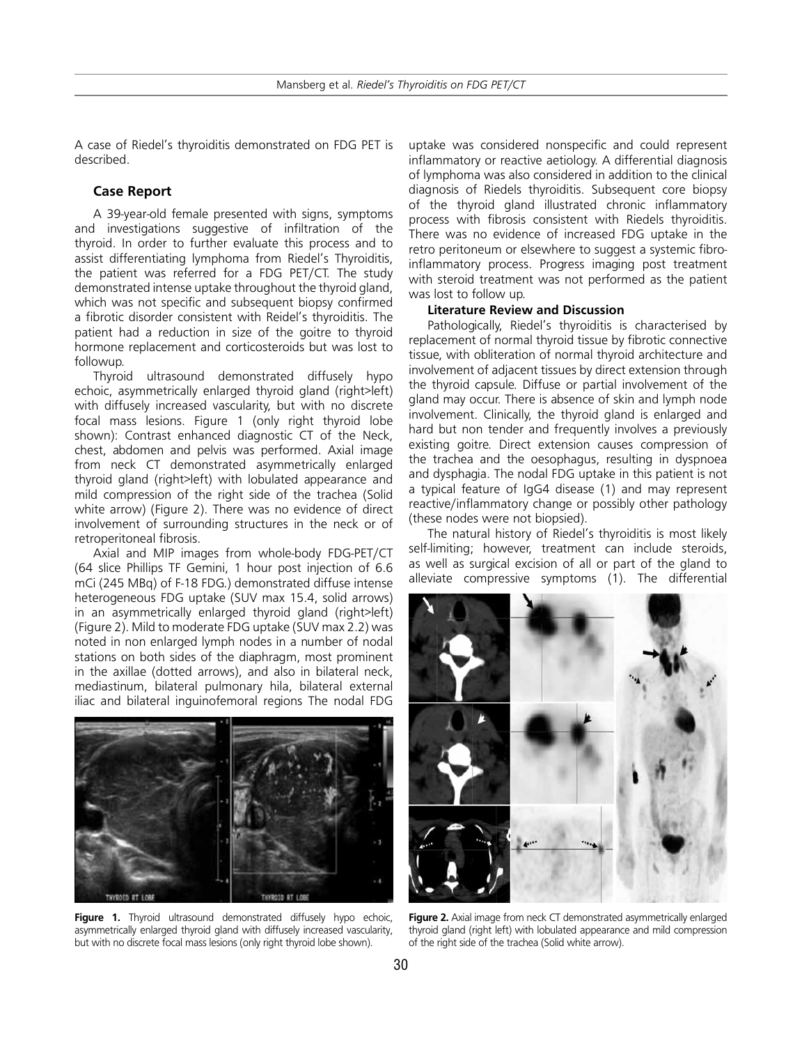A case of Riedel's thyroiditis demonstrated on FDG PET is described.

## Case Report

A 39-year-old female presented with signs, symptoms and investigations suggestive of infiltration of the thyroid. In order to further evaluate this process and to assist differentiating lymphoma from Riedel's Thyroiditis, the patient was referred for a FDG PET/CT. The study demonstrated intense uptake throughout the thyroid gland, which was not specific and subsequent biopsy confirmed a fibrotic disorder consistent with Reidel's thyroiditis. The patient had a reduction in size of the goitre to thyroid hormone replacement and corticosteroids but was lost to followup.

Thyroid ultrasound demonstrated diffusely hypo echoic, asymmetrically enlarged thyroid gland (right>left) with diffusely increased vascularity, but with no discrete focal mass lesions. Figure 1 (only right thyroid lobe shown): Contrast enhanced diagnostic CT of the Neck, chest, abdomen and pelvis was performed. Axial image from neck CT demonstrated asymmetrically enlarged thyroid gland (right>left) with lobulated appearance and mild compression of the right side of the trachea (Solid white arrow) (Figure 2). There was no evidence of direct involvement of surrounding structures in the neck or of retroperitoneal fibrosis.

Axial and MIP images from whole-body FDG-PET/CT (64 slice Phillips TF Gemini, 1 hour post injection of 6.6 mCi (245 MBq) of F-18 FDG.) demonstrated diffuse intense heterogeneous FDG uptake (SUV max 15.4, solid arrows) in an asymmetrically enlarged thyroid gland (right>left) (Figure 2). Mild to moderate FDG uptake (SUV max 2.2) was noted in non enlarged lymph nodes in a number of nodal stations on both sides of the diaphragm, most prominent in the axillae (dotted arrows), and also in bilateral neck, mediastinum, bilateral pulmonary hila, bilateral external iliac and bilateral inguinofemoral regions The nodal FDG uptake was considered nonspecific and could represent inflammatory or reactive aetiology. A differential diagnosis of lymphoma was also considered in addition to the clinical diagnosis of Riedels thyroiditis. Subsequent core biopsy of the thyroid gland illustrated chronic inflammatory process with fibrosis consistent with Riedels thyroiditis. There was no evidence of increased FDG uptake in the retro peritoneum or elsewhere to suggest a systemic fibro-inflammatory process. Progress imaging post treatment with steroid treatment was not performed as the patient was lost to follow up.

**Figure 1.** Thyroid ultrasound demonstrated diffusely hypo echoic, asymmetrically enlarged thyroid gland with diffusely increased vascularity, but with no discrete focal mass lesions (only right thyroid lobe shown).

### Literature Review and Discussion

Pathologically, Riedel's thyroiditis is characterised by replacement of normal thyroid tissue by fibrotic connective tissue, with obliteration of normal thyroid architecture and involvement of adjacent tissues by direct extension through the thyroid capsule. Diffuse or partial involvement of the gland may occur. There is absence of skin and lymph node involvement. Clinically, the thyroid gland is enlarged and hard but non tender and frequently involves a previously existing goitre. Direct extension causes compression of the trachea and the oesophagus, resulting in dyspnoea and dysphagia. The nodal FDG uptake in this patient is not a typical feature of IgG4 disease (1) and may represent reactive/inflammatory change or possibly other pathology (these nodes were not biopsied).

The natural history of Riedel's thyroiditis is most likely self-limiting; however, treatment can include steroids, as well as surgical excision of all or part of the gland to alleviate compressive symptoms (1). The differential

**Figure 2.** Axial image from neck CT demonstrated asymmetrically enlarged thyroid gland (right left) with lobulated appearance and mild compression of the right side of the trachea (Solid white arrow).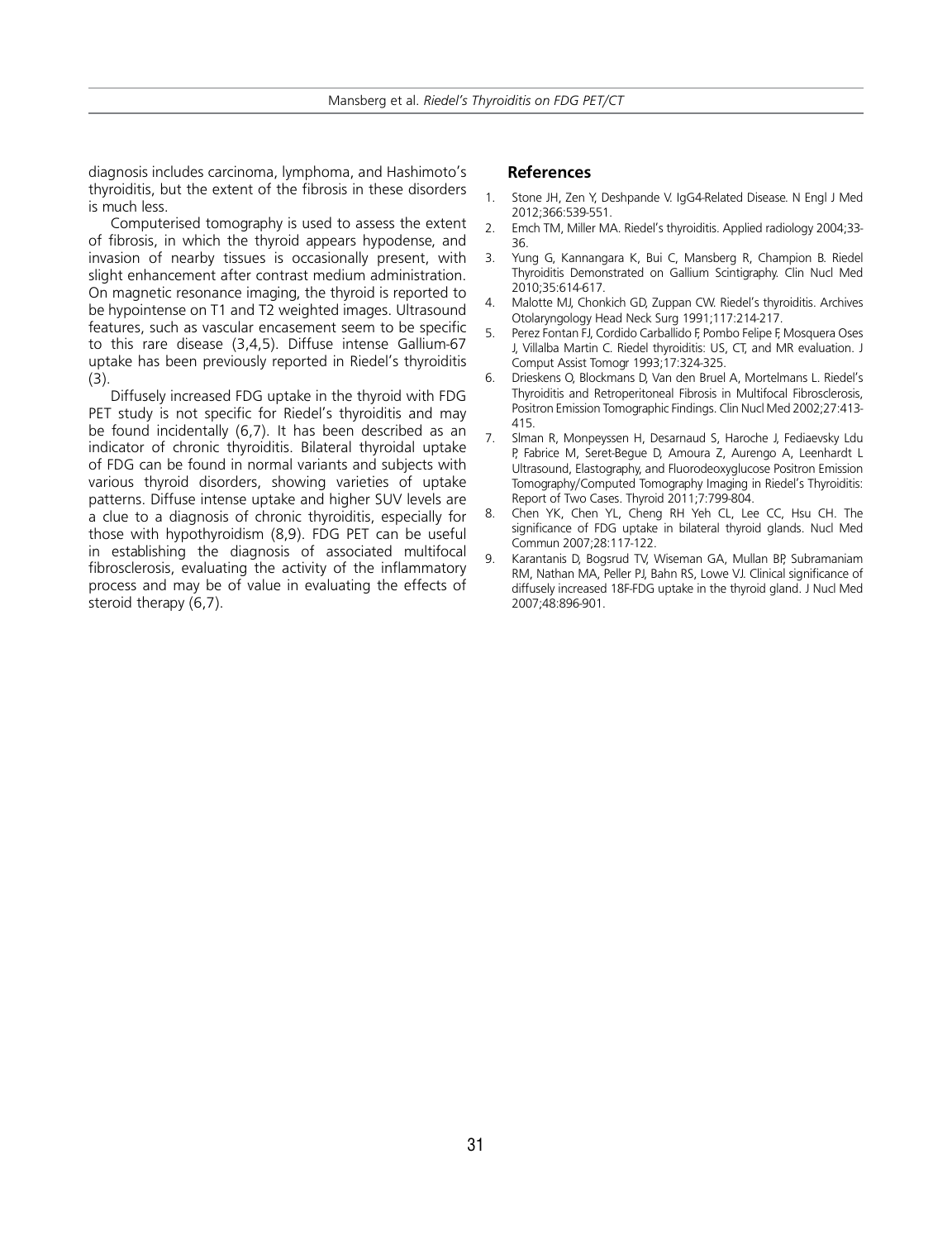diagnosis includes carcinoma, lymphoma, and Hashimoto's thyroiditis, but the extent of the fibrosis in these disorders is much less.

Computerised tomography is used to assess the extent of fibrosis, in which the thyroid appears hypodense, and invasion of nearby tissues is occasionally present, with slight enhancement after contrast medium administration. On magnetic resonance imaging, the thyroid is reported to be hypointense on T1 and T2 weighted images. Ultrasound features, such as vascular encasement seem to be specific to this rare disease (3,4,5). Diffuse intense Gallium-67 uptake has been previously reported in Riedel's thyroiditis (3).

Diffusely increased FDG uptake in the thyroid with FDG PET study is not specific for Riedel's thyroiditis and may be found incidentally (6,7). It has been described as an indicator of chronic thyroiditis. Bilateral thyroidal uptake of FDG can be found in normal variants and subjects with various thyroid disorders, showing varieties of uptake patterns. Diffuse intense uptake and higher SUV levels are a clue to a diagnosis of chronic thyroiditis, especially for those with hypothyroidism (8,9). FDG PET can be useful in establishing the diagnosis of associated multifocal fibrosclerosis, evaluating the activity of the inflammatory process and may be of value in evaluating the effects of steroid therapy (6,7).

## References

1. Stone JH, Zen Y, Deshpande V. IgG4-Related Disease. N Engl J Med 2012;366:539-551.
2. Emch TM, Miller MA. Riedel's thyroiditis. Applied radiology 2004;33-36.
3. Yung G, Kannangara K, Bui C, Mansberg R, Champion B. Riedel Thyroiditis Demonstrated on Gallium Scintigraphy. Clin Nucl Med 2010;35:614-617.
4. Malotte MJ, Chonkich GD, Zuppan CW. Riedel's thyroiditis. Archives Otolaryngology Head Neck Surg 1991;117:214-217.
5. Perez Fontan FJ, Cordido Carballido F, Pombo Felipe F, Mosquera Oses J, Villalba Martin C. Riedel thyroiditis: US, CT, and MR evaluation. J Comput Assist Tomogr 1993;17:324-325.
6. Drieskens O, Blockmans D, Van den Bruel A, Mortelmans L. Riedel's Thyroiditis and Retroperitoneal Fibrosis in Multifocal Fibrosclerosis, Positron Emission Tomographic Findings. Clin Nucl Med 2002;27:413-415.
7. Slman R, Monpeyssen H, Desarnaud S, Haroche J, Fediaevsky Ldu P, Fabrice M, Seret-Begue D, Amoura Z, Aurengo A, Leenhardt L Ultrasound, Elastography, and Fluorodeoxyglucose Positron Emission Tomography/Computed Tomography Imaging in Riedel's Thyroiditis: Report of Two Cases. Thyroid 2011;7:799-804.
8. Chen YK, Chen YL, Cheng RH Yeh CL, Lee CC, Hsu CH. The significance of FDG uptake in bilateral thyroid glands. Nucl Med Commun 2007;28:117-122.
9. Karantanis D, Bogsrud TV, Wiseman GA, Mullan BP, Subramaniam RM, Nathan MA, Peller PJ, Bahn RS, Lowe VJ. Clinical significance of diffusely increased 18F-FDG uptake in the thyroid gland. J Nucl Med 2007;48:896-901.